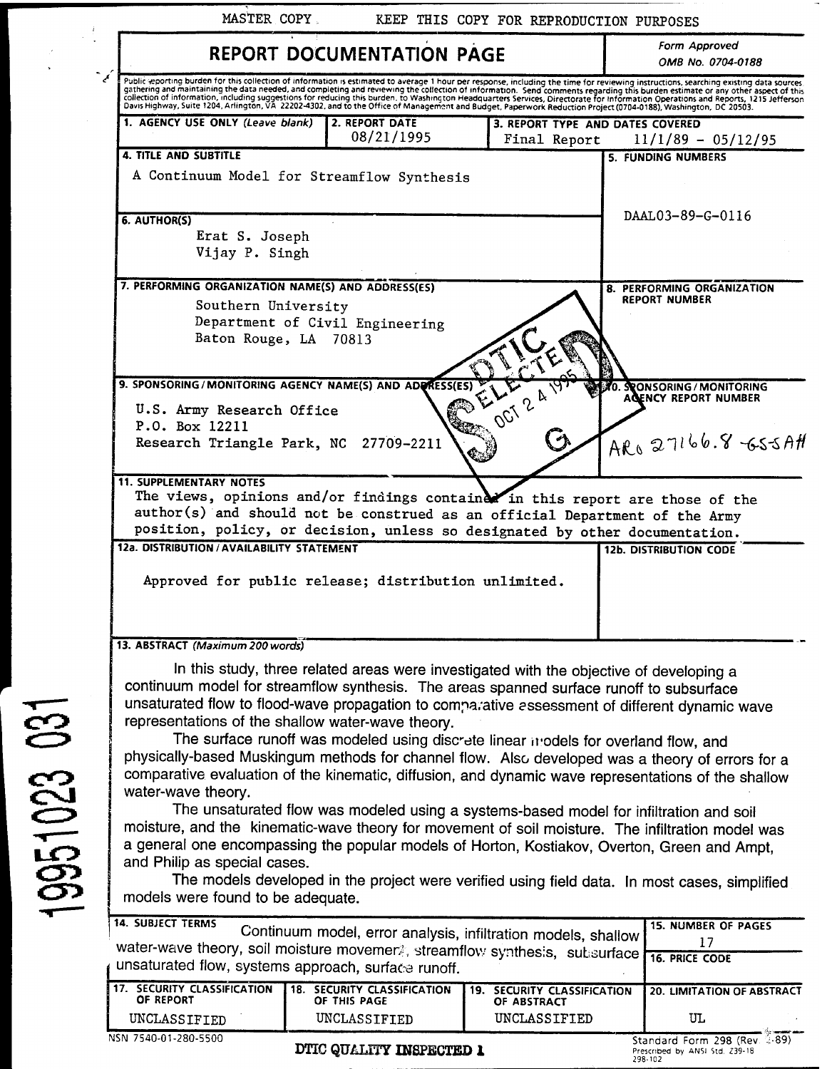MASTER COPY KEEP THIS COPY FOR REPRODUCTION PURPOSES

# REPORT DOCUMENTATION PAGE

Form Approved
OMB No. 0704-0188

Public reporting burden for this collection of information is estimated to average 1 hour per response, including the time for reviewing instructions, searching existing data sources, gathering and maintaining the data needed, and completing and reviewing the collection of information. Send comments regarding this burden estimate or any other aspect of this collection of information, including suggestions for reducing this burden, to Washington Headquarters Services, Directorate for Information Operations and Reports, 1215 Jefferson Davis Highway, Suite 1204, Arlington, VA 22202-4302, and to the Office of Management and Budget, Paperwork Reduction Project (0704-0188), Washington, DC 20503.

| 1. AGENCY USE ONLY (Leave blank) | 2. REPORT DATE | 3. REPORT TYPE AND DATES COVERED |
|---|---|---|
| | 08/21/1995 | Final Report 11/1/89 - 05/12/95 |

**4. TITLE AND SUBTITLE**
A Continuum Model for Streamflow Synthesis

**5. FUNDING NUMBERS**
DAAL03-89-G-0116

**6. AUTHOR(S)**
Erat S. Joseph
Vijay P. Singh

**7. PERFORMING ORGANIZATION NAME(S) AND ADDRESS(ES)**
Southern University
Department of Civil Engineering
Baton Rouge, LA 70813

**8. PERFORMING ORGANIZATION REPORT NUMBER**

**9. SPONSORING/MONITORING AGENCY NAME(S) AND ADDRESS(ES)**
U.S. Army Research Office
P.O. Box 12211
Research Triangle Park, NC 27709-2211

**10. SPONSORING/MONITORING AGENCY REPORT NUMBER**
ARO 27166.8-GS-SAH

DTIC SELECTED OCT 24 1995 S G

**11. SUPPLEMENTARY NOTES**
The views, opinions and/or findings contained in this report are those of the author(s) and should not be construed as an official Department of the Army position, policy, or decision, unless so designated by other documentation.

**12a. DISTRIBUTION/AVAILABILITY STATEMENT**
Approved for public release; distribution unlimited.

**12b. DISTRIBUTION CODE**

**13. ABSTRACT** (Maximum 200 words)

In this study, three related areas were investigated with the objective of developing a continuum model for streamflow synthesis. The areas spanned surface runoff to subsurface unsaturated flow to flood-wave propagation to comparative assessment of different dynamic wave representations of the shallow water-wave theory.

The surface runoff was modeled using discrete linear models for overland flow, and physically-based Muskingum methods for channel flow. Also developed was a theory of errors for a comparative evaluation of the kinematic, diffusion, and dynamic wave representations of the shallow water-wave theory.

The unsaturated flow was modeled using a systems-based model for infiltration and soil moisture, and the kinematic-wave theory for movement of soil moisture. The infiltration model was a general one encompassing the popular models of Horton, Kostiakov, Overton, Green and Ampt, and Philip as special cases.

The models developed in the project were verified using field data. In most cases, simplified models were found to be adequate.

19951023 031

**14. SUBJECT TERMS**
Continuum model, error analysis, infiltration models, shallow water-wave theory, soil moisture movement, streamflow synthesis, subsurface unsaturated flow, systems approach, surface runoff.

**15. NUMBER OF PAGES**
17

**16. PRICE CODE**

| 17. SECURITY CLASSIFICATION OF REPORT | 18. SECURITY CLASSIFICATION OF THIS PAGE | 19. SECURITY CLASSIFICATION OF ABSTRACT | 20. LIMITATION OF ABSTRACT |
|---|---|---|---|
| UNCLASSIFIED | UNCLASSIFIED | UNCLASSIFIED | UL |

NSN 7540-01-280-5500

DTIC QUALITY INSPECTED 1

Standard Form 298 (Rev. 2-89)
Prescribed by ANSI Std. Z39-18
298-102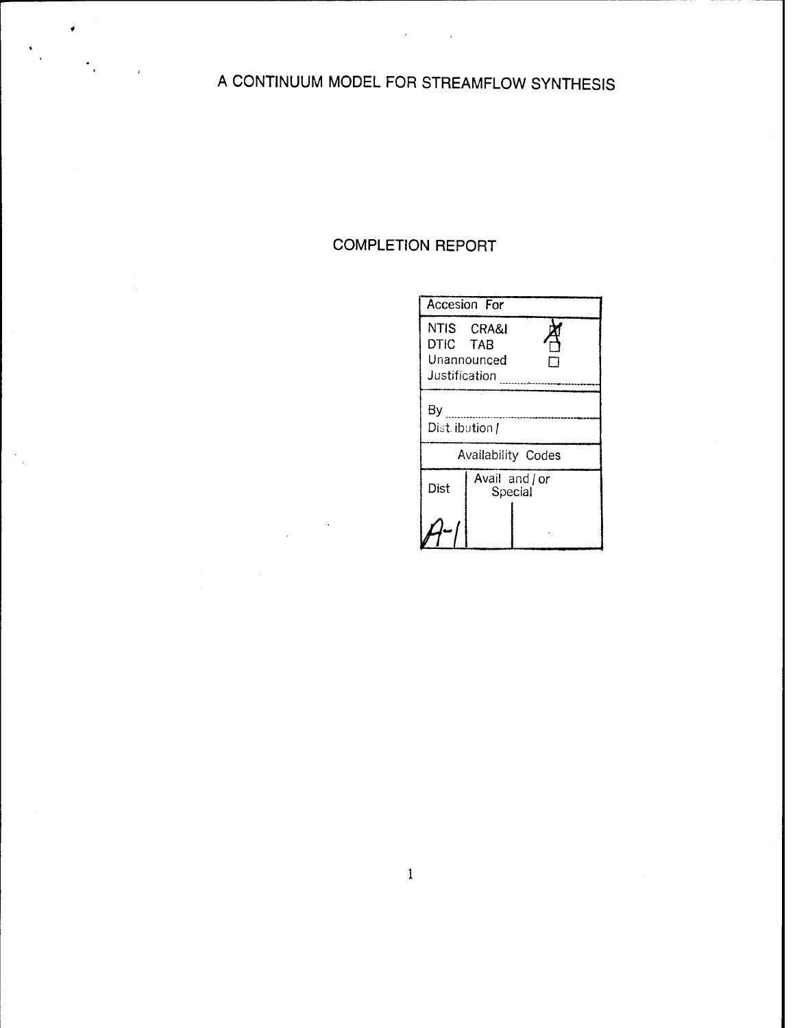# A CONTINUUM MODEL FOR STREAMFLOW SYNTHESIS

## COMPLETION REPORT

| Accesion For | |
|---|---|
| NTIS CRA&I | ☒ |
| DTIC TAB | ☐ |
| Unannounced | ☐ |
| Justification | |
| By | |
| Distribution / | |
| Availability Codes | |
| Dist | Avail and / or Special |
| A-1 | |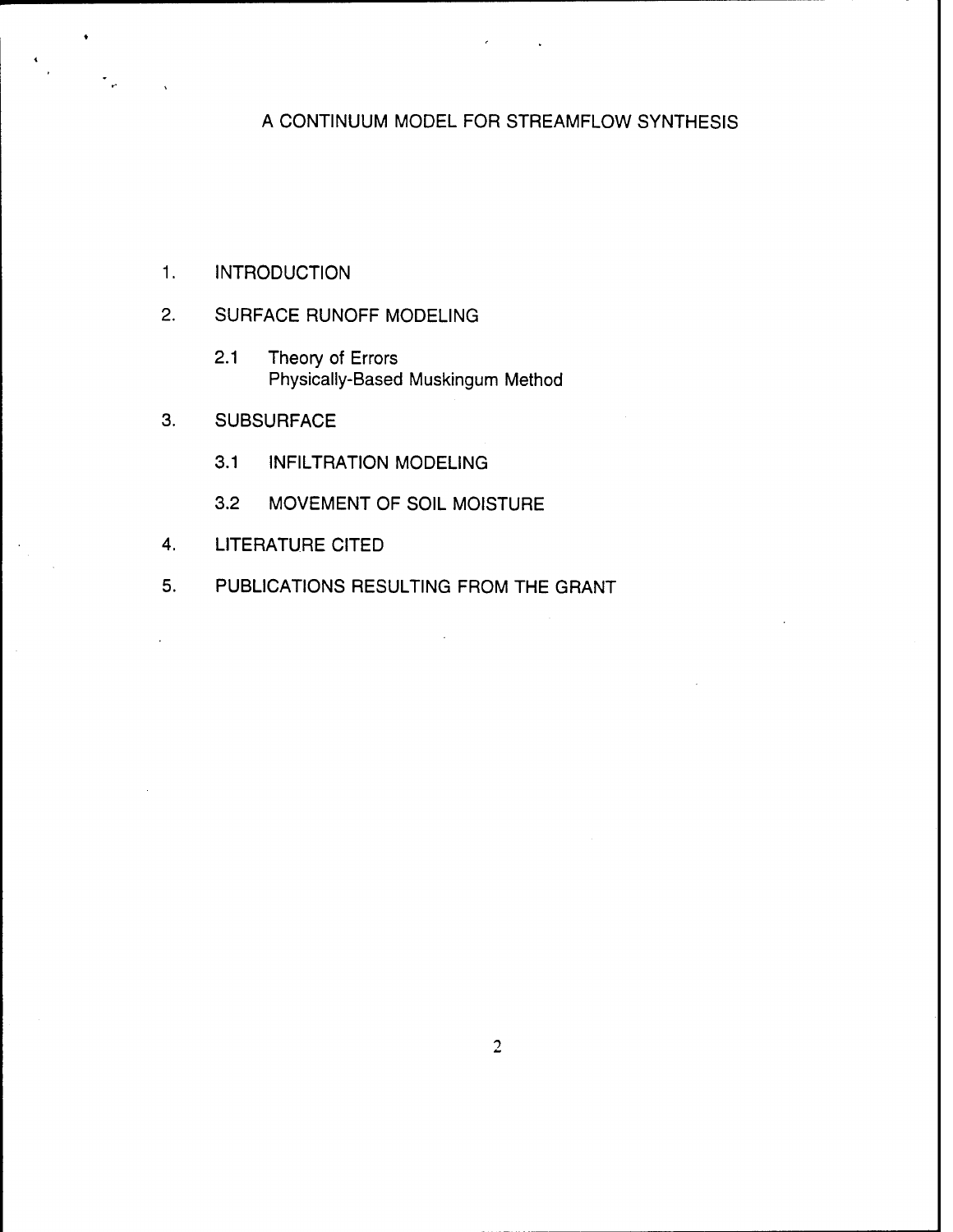# A CONTINUUM MODEL FOR STREAMFLOW SYNTHESIS

1. INTRODUCTION

2. SURFACE RUNOFF MODELING

   2.1 Theory of Errors
   Physically-Based Muskingum Method

3. SUBSURFACE

   3.1 INFILTRATION MODELING

   3.2 MOVEMENT OF SOIL MOISTURE

4. LITERATURE CITED

5. PUBLICATIONS RESULTING FROM THE GRANT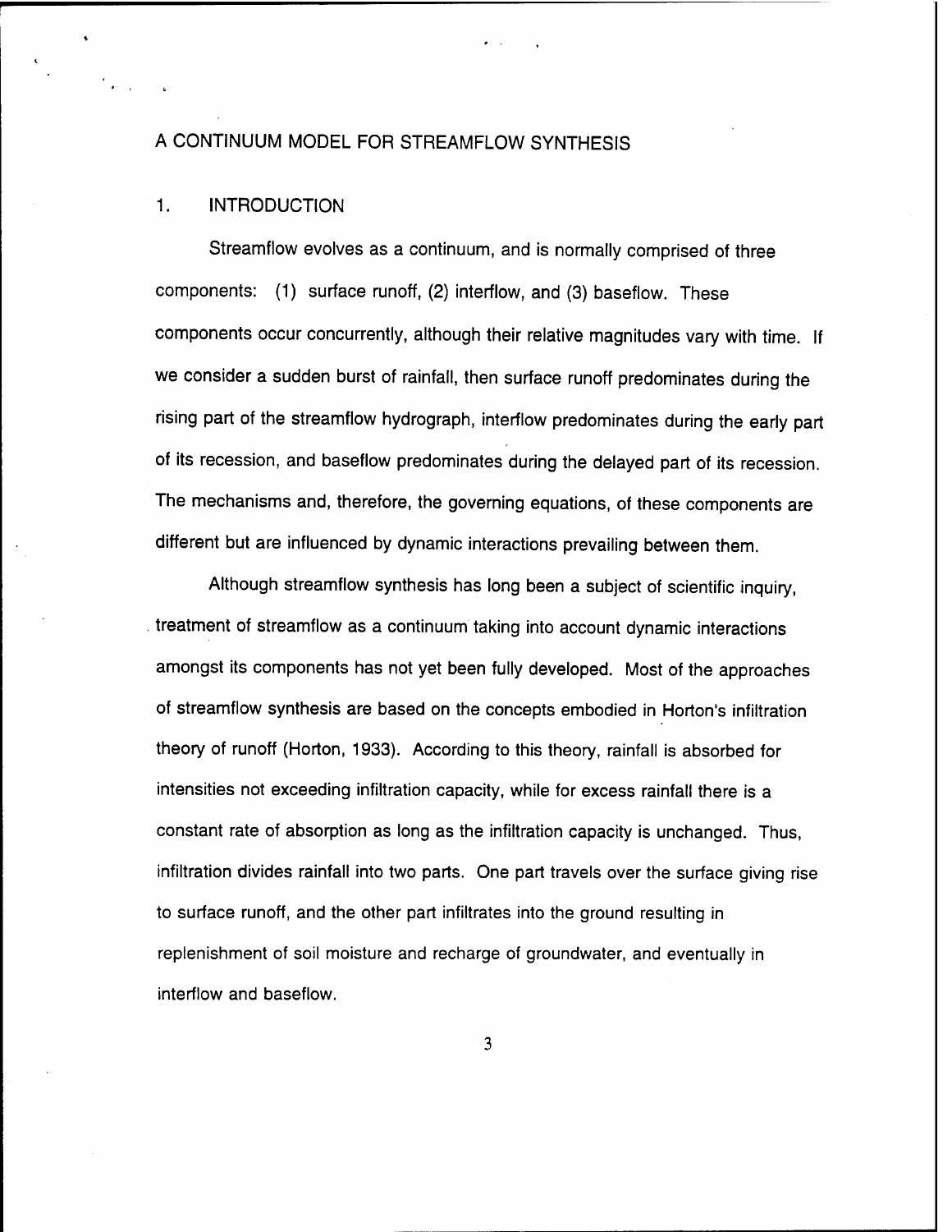# A CONTINUUM MODEL FOR STREAMFLOW SYNTHESIS

## 1. INTRODUCTION

Streamflow evolves as a continuum, and is normally comprised of three components: (1) surface runoff, (2) interflow, and (3) baseflow. These components occur concurrently, although their relative magnitudes vary with time. If we consider a sudden burst of rainfall, then surface runoff predominates during the rising part of the streamflow hydrograph, interflow predominates during the early part of its recession, and baseflow predominates during the delayed part of its recession. The mechanisms and, therefore, the governing equations, of these components are different but are influenced by dynamic interactions prevailing between them.

Although streamflow synthesis has long been a subject of scientific inquiry, treatment of streamflow as a continuum taking into account dynamic interactions amongst its components has not yet been fully developed. Most of the approaches of streamflow synthesis are based on the concepts embodied in Horton's infiltration theory of runoff (Horton, 1933). According to this theory, rainfall is absorbed for intensities not exceeding infiltration capacity, while for excess rainfall there is a constant rate of absorption as long as the infiltration capacity is unchanged. Thus, infiltration divides rainfall into two parts. One part travels over the surface giving rise to surface runoff, and the other part infiltrates into the ground resulting in replenishment of soil moisture and recharge of groundwater, and eventually in interflow and baseflow.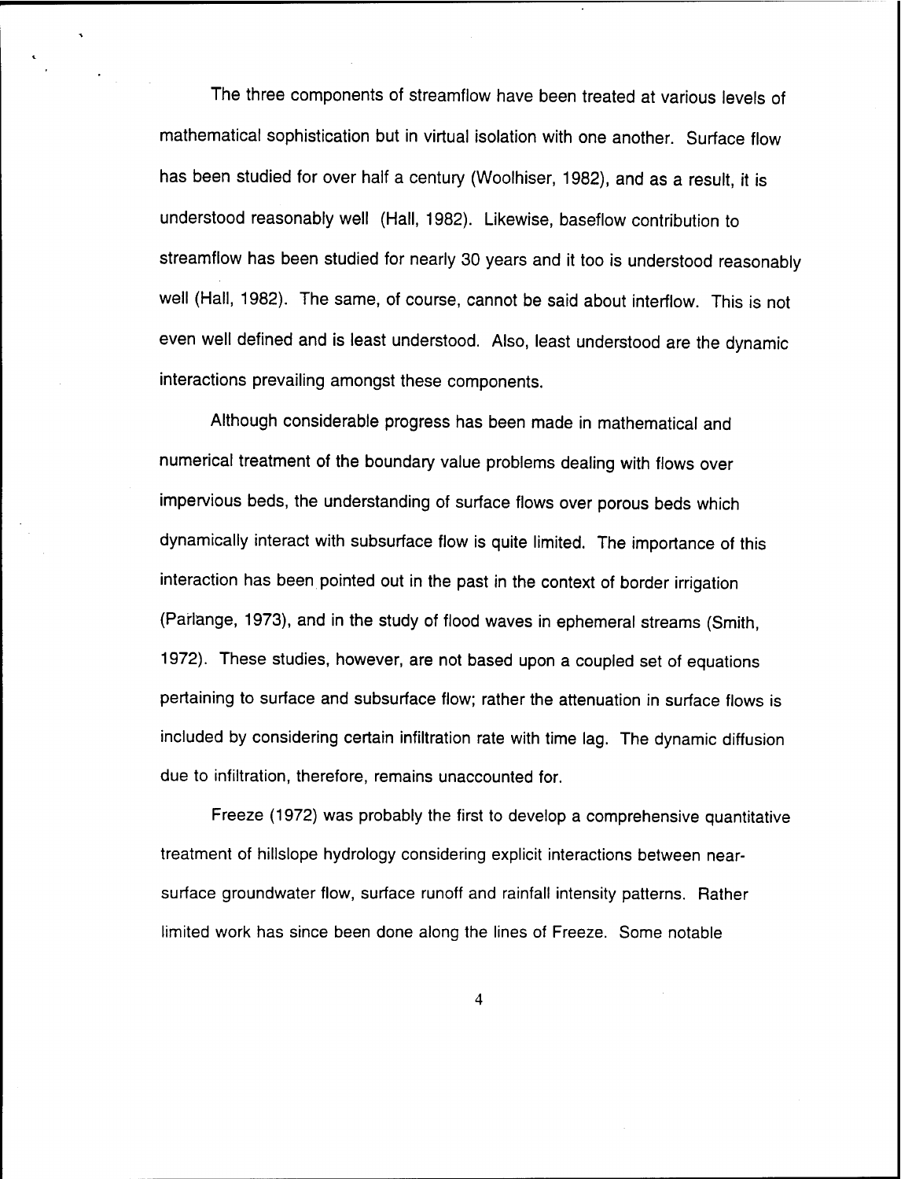The three components of streamflow have been treated at various levels of mathematical sophistication but in virtual isolation with one another. Surface flow has been studied for over half a century (Woolhiser, 1982), and as a result, it is understood reasonably well (Hall, 1982). Likewise, baseflow contribution to streamflow has been studied for nearly 30 years and it too is understood reasonably well (Hall, 1982). The same, of course, cannot be said about interflow. This is not even well defined and is least understood. Also, least understood are the dynamic interactions prevailing amongst these components.

Although considerable progress has been made in mathematical and numerical treatment of the boundary value problems dealing with flows over impervious beds, the understanding of surface flows over porous beds which dynamically interact with subsurface flow is quite limited. The importance of this interaction has been pointed out in the past in the context of border irrigation (Parlange, 1973), and in the study of flood waves in ephemeral streams (Smith, 1972). These studies, however, are not based upon a coupled set of equations pertaining to surface and subsurface flow; rather the attenuation in surface flows is included by considering certain infiltration rate with time lag. The dynamic diffusion due to infiltration, therefore, remains unaccounted for.

Freeze (1972) was probably the first to develop a comprehensive quantitative treatment of hillslope hydrology considering explicit interactions between near-surface groundwater flow, surface runoff and rainfall intensity patterns. Rather limited work has since been done along the lines of Freeze. Some notable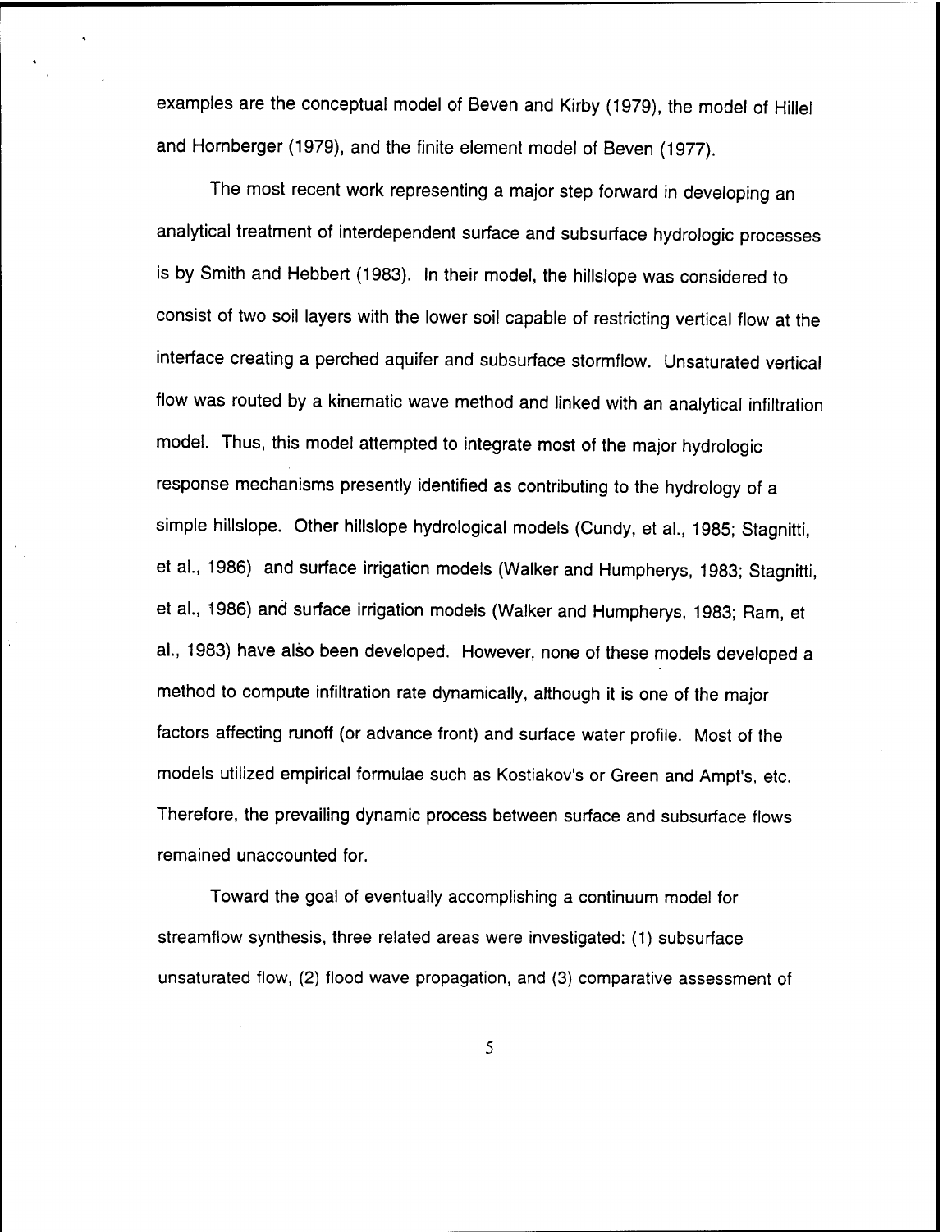examples are the conceptual model of Beven and Kirby (1979), the model of Hillel and Hornberger (1979), and the finite element model of Beven (1977).

The most recent work representing a major step forward in developing an analytical treatment of interdependent surface and subsurface hydrologic processes is by Smith and Hebbert (1983). In their model, the hillslope was considered to consist of two soil layers with the lower soil capable of restricting vertical flow at the interface creating a perched aquifer and subsurface stormflow. Unsaturated vertical flow was routed by a kinematic wave method and linked with an analytical infiltration model. Thus, this model attempted to integrate most of the major hydrologic response mechanisms presently identified as contributing to the hydrology of a simple hillslope. Other hillslope hydrological models (Cundy, et al., 1985; Stagnitti, et al., 1986) and surface irrigation models (Walker and Humpherys, 1983; Stagnitti, et al., 1986) and surface irrigation models (Walker and Humpherys, 1983; Ram, et al., 1983) have also been developed. However, none of these models developed a method to compute infiltration rate dynamically, although it is one of the major factors affecting runoff (or advance front) and surface water profile. Most of the models utilized empirical formulae such as Kostiakov's or Green and Ampt's, etc. Therefore, the prevailing dynamic process between surface and subsurface flows remained unaccounted for.

Toward the goal of eventually accomplishing a continuum model for streamflow synthesis, three related areas were investigated: (1) subsurface unsaturated flow, (2) flood wave propagation, and (3) comparative assessment of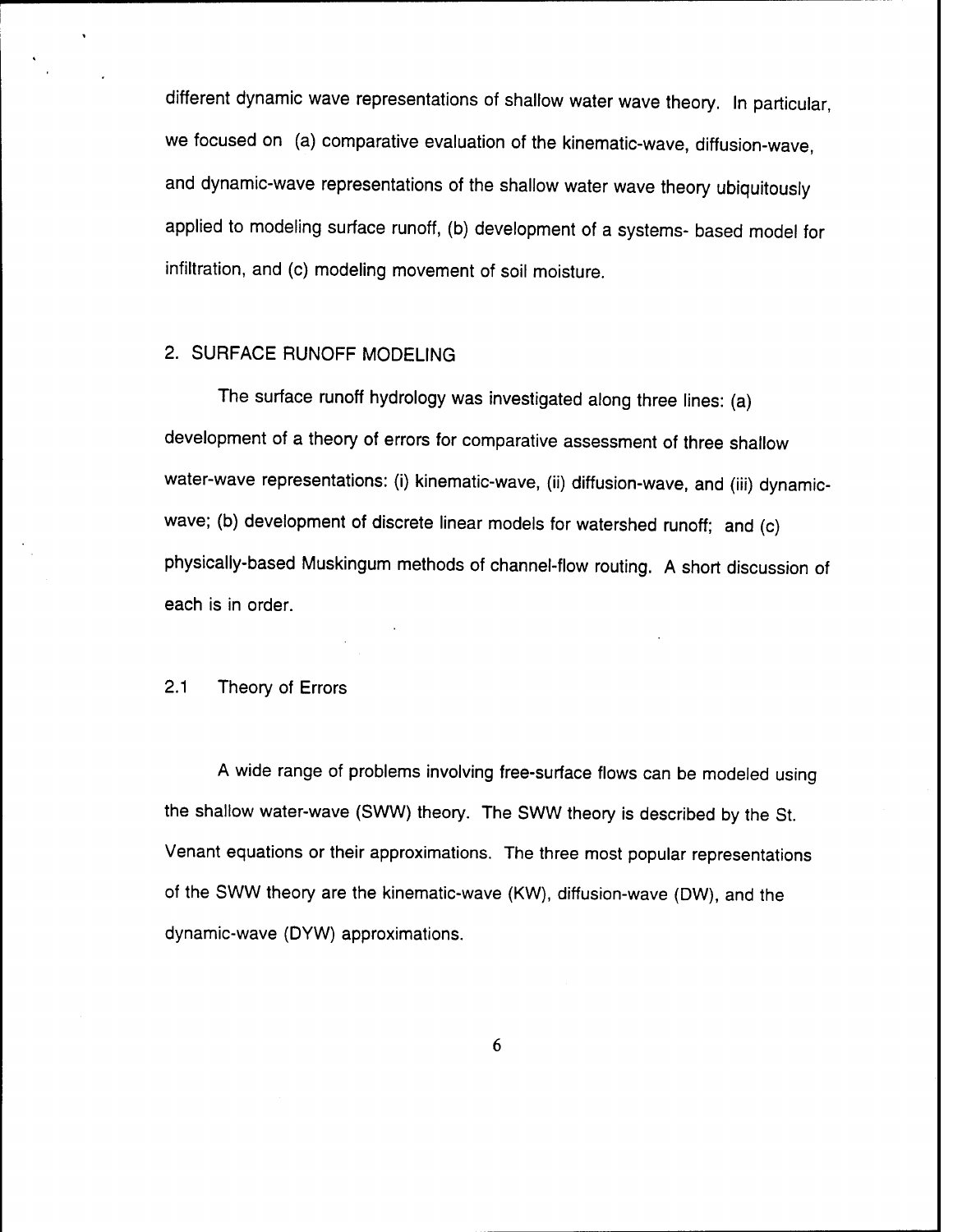different dynamic wave representations of shallow water wave theory. In particular, we focused on (a) comparative evaluation of the kinematic-wave, diffusion-wave, and dynamic-wave representations of the shallow water wave theory ubiquitously applied to modeling surface runoff, (b) development of a systems- based model for infiltration, and (c) modeling movement of soil moisture.

## 2. SURFACE RUNOFF MODELING

The surface runoff hydrology was investigated along three lines: (a) development of a theory of errors for comparative assessment of three shallow water-wave representations: (i) kinematic-wave, (ii) diffusion-wave, and (iii) dynamic-wave; (b) development of discrete linear models for watershed runoff; and (c) physically-based Muskingum methods of channel-flow routing. A short discussion of each is in order.

### 2.1 Theory of Errors

A wide range of problems involving free-surface flows can be modeled using the shallow water-wave (SWW) theory. The SWW theory is described by the St. Venant equations or their approximations. The three most popular representations of the SWW theory are the kinematic-wave (KW), diffusion-wave (DW), and the dynamic-wave (DYW) approximations.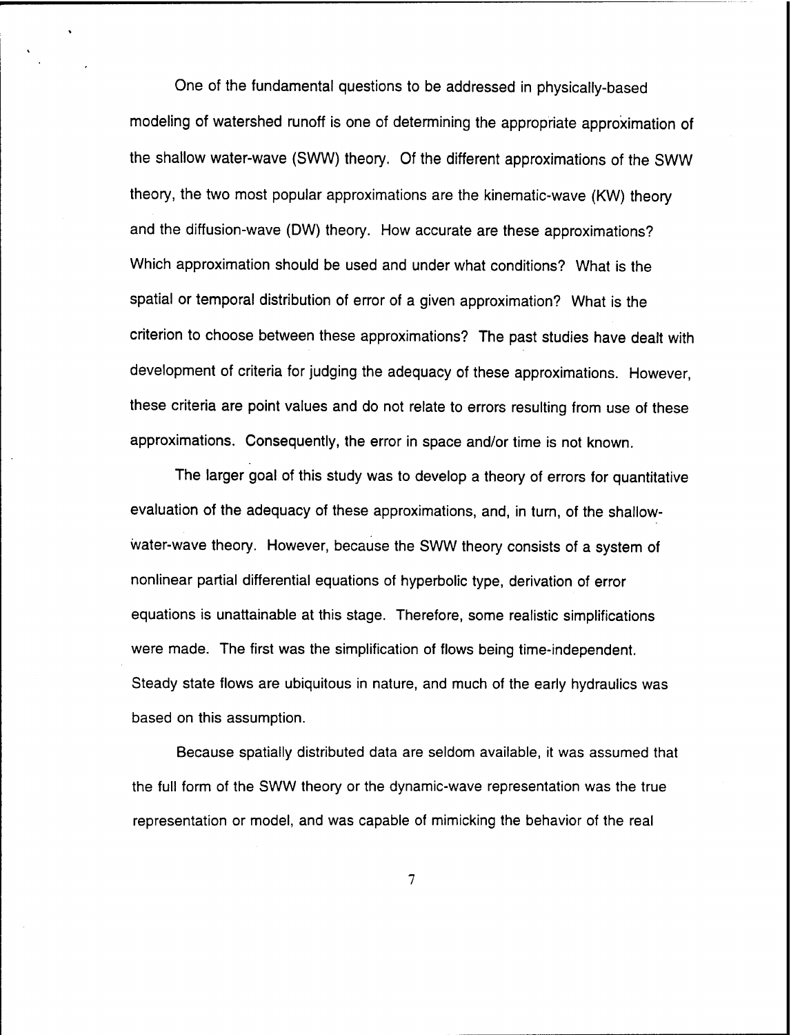One of the fundamental questions to be addressed in physically-based modeling of watershed runoff is one of determining the appropriate approximation of the shallow water-wave (SWW) theory. Of the different approximations of the SWW theory, the two most popular approximations are the kinematic-wave (KW) theory and the diffusion-wave (DW) theory. How accurate are these approximations? Which approximation should be used and under what conditions? What is the spatial or temporal distribution of error of a given approximation? What is the criterion to choose between these approximations? The past studies have dealt with development of criteria for judging the adequacy of these approximations. However, these criteria are point values and do not relate to errors resulting from use of these approximations. Consequently, the error in space and/or time is not known.

The larger goal of this study was to develop a theory of errors for quantitative evaluation of the adequacy of these approximations, and, in turn, of the shallow-water-wave theory. However, because the SWW theory consists of a system of nonlinear partial differential equations of hyperbolic type, derivation of error equations is unattainable at this stage. Therefore, some realistic simplifications were made. The first was the simplification of flows being time-independent. Steady state flows are ubiquitous in nature, and much of the early hydraulics was based on this assumption.

Because spatially distributed data are seldom available, it was assumed that the full form of the SWW theory or the dynamic-wave representation was the true representation or model, and was capable of mimicking the behavior of the real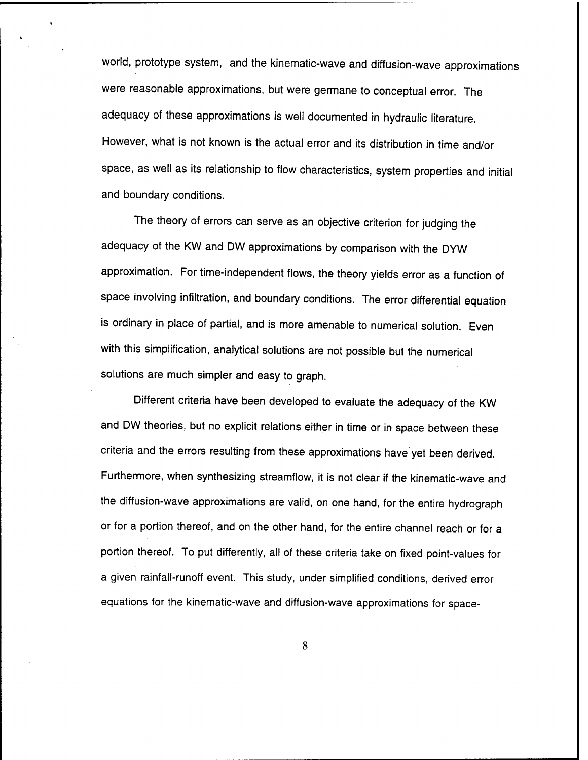world, prototype system, and the kinematic-wave and diffusion-wave approximations were reasonable approximations, but were germane to conceptual error. The adequacy of these approximations is well documented in hydraulic literature. However, what is not known is the actual error and its distribution in time and/or space, as well as its relationship to flow characteristics, system properties and initial and boundary conditions.

The theory of errors can serve as an objective criterion for judging the adequacy of the KW and DW approximations by comparison with the DYW approximation. For time-independent flows, the theory yields error as a function of space involving infiltration, and boundary conditions. The error differential equation is ordinary in place of partial, and is more amenable to numerical solution. Even with this simplification, analytical solutions are not possible but the numerical solutions are much simpler and easy to graph.

Different criteria have been developed to evaluate the adequacy of the KW and DW theories, but no explicit relations either in time or in space between these criteria and the errors resulting from these approximations have yet been derived. Furthermore, when synthesizing streamflow, it is not clear if the kinematic-wave and the diffusion-wave approximations are valid, on one hand, for the entire hydrograph or for a portion thereof, and on the other hand, for the entire channel reach or for a portion thereof. To put differently, all of these criteria take on fixed point-values for a given rainfall-runoff event. This study, under simplified conditions, derived error equations for the kinematic-wave and diffusion-wave approximations for space-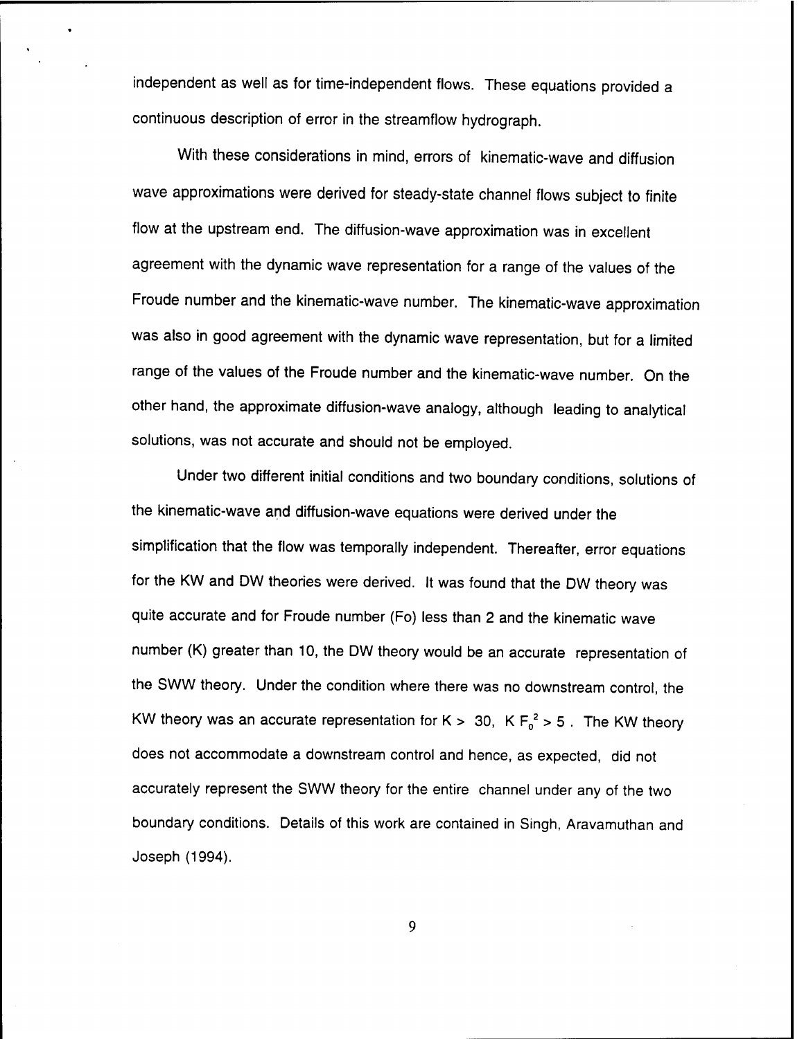independent as well as for time-independent flows. These equations provided a continuous description of error in the streamflow hydrograph.

With these considerations in mind, errors of kinematic-wave and diffusion wave approximations were derived for steady-state channel flows subject to finite flow at the upstream end. The diffusion-wave approximation was in excellent agreement with the dynamic wave representation for a range of the values of the Froude number and the kinematic-wave number. The kinematic-wave approximation was also in good agreement with the dynamic wave representation, but for a limited range of the values of the Froude number and the kinematic-wave number. On the other hand, the approximate diffusion-wave analogy, although leading to analytical solutions, was not accurate and should not be employed.

Under two different initial conditions and two boundary conditions, solutions of the kinematic-wave and diffusion-wave equations were derived under the simplification that the flow was temporally independent. Thereafter, error equations for the KW and DW theories were derived. It was found that the DW theory was quite accurate and for Froude number (Fo) less than 2 and the kinematic wave number (K) greater than 10, the DW theory would be an accurate representation of the SWW theory. Under the condition where there was no downstream control, the KW theory was an accurate representation for $K > 30$, $K F_0^2 > 5$. The KW theory does not accommodate a downstream control and hence, as expected, did not accurately represent the SWW theory for the entire channel under any of the two boundary conditions. Details of this work are contained in Singh, Aravamuthan and Joseph (1994).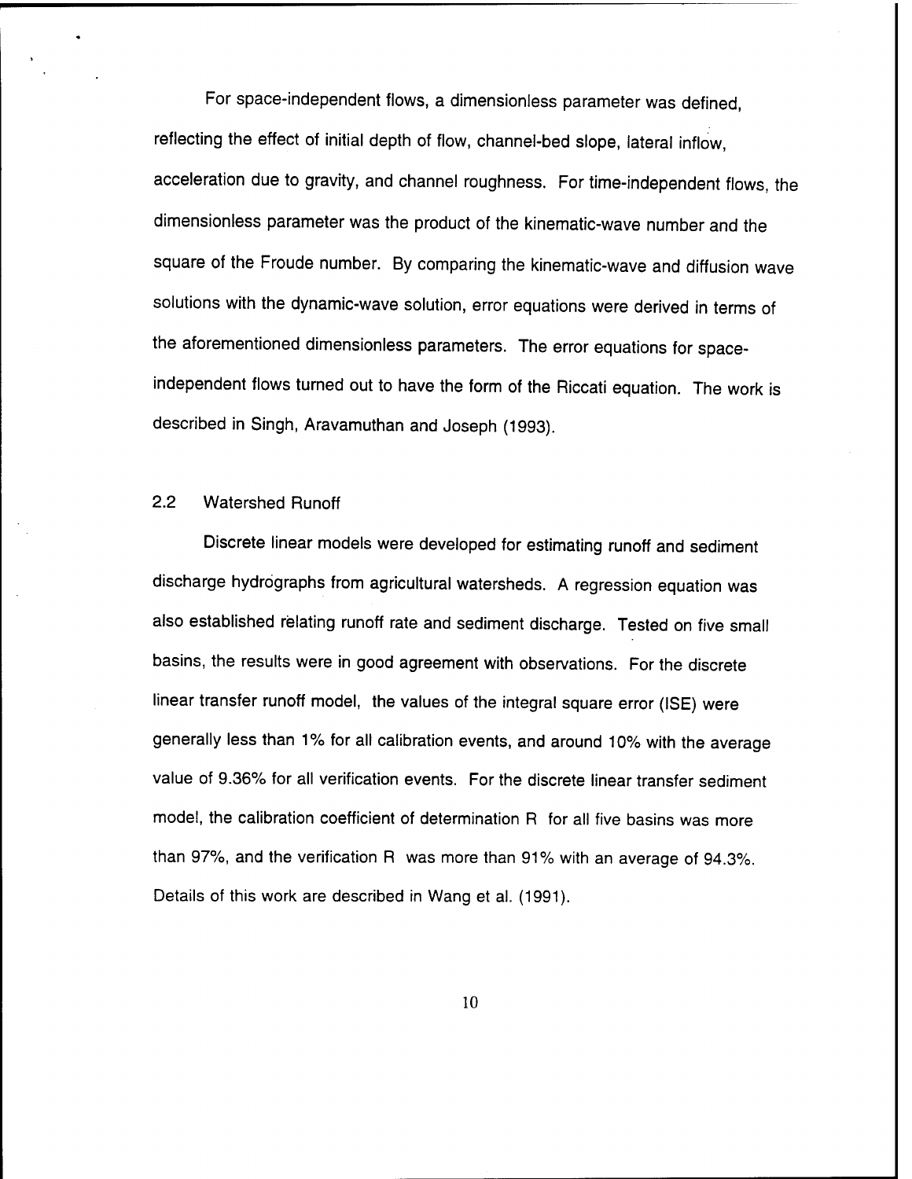For space-independent flows, a dimensionless parameter was defined, reflecting the effect of initial depth of flow, channel-bed slope, lateral inflow, acceleration due to gravity, and channel roughness. For time-independent flows, the dimensionless parameter was the product of the kinematic-wave number and the square of the Froude number. By comparing the kinematic-wave and diffusion wave solutions with the dynamic-wave solution, error equations were derived in terms of the aforementioned dimensionless parameters. The error equations for space-independent flows turned out to have the form of the Riccati equation. The work is described in Singh, Aravamuthan and Joseph (1993).

## 2.2 Watershed Runoff

Discrete linear models were developed for estimating runoff and sediment discharge hydrographs from agricultural watersheds. A regression equation was also established relating runoff rate and sediment discharge. Tested on five small basins, the results were in good agreement with observations. For the discrete linear transfer runoff model, the values of the integral square error (ISE) were generally less than 1% for all calibration events, and around 10% with the average value of 9.36% for all verification events. For the discrete linear transfer sediment model, the calibration coefficient of determination R for all five basins was more than 97%, and the verification R was more than 91% with an average of 94.3%. Details of this work are described in Wang et al. (1991).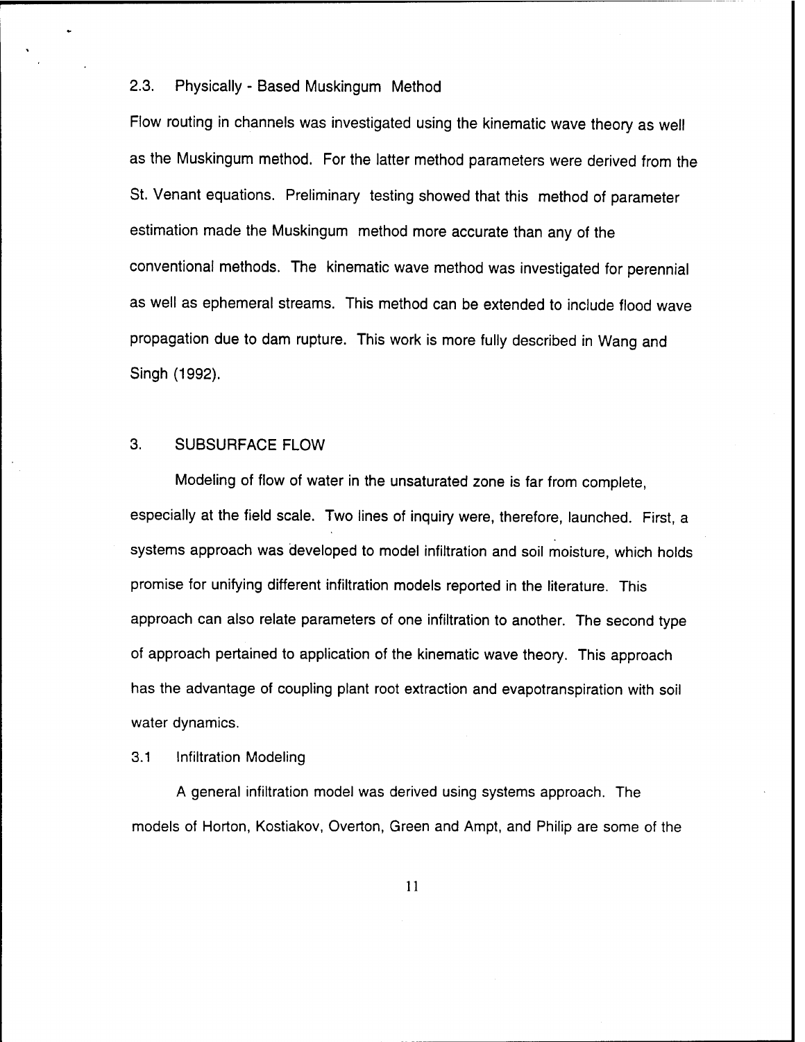### 2.3. Physically - Based Muskingum Method

Flow routing in channels was investigated using the kinematic wave theory as well as the Muskingum method. For the latter method parameters were derived from the St. Venant equations. Preliminary testing showed that this method of parameter estimation made the Muskingum method more accurate than any of the conventional methods. The kinematic wave method was investigated for perennial as well as ephemeral streams. This method can be extended to include flood wave propagation due to dam rupture. This work is more fully described in Wang and Singh (1992).

## 3. SUBSURFACE FLOW

Modeling of flow of water in the unsaturated zone is far from complete, especially at the field scale. Two lines of inquiry were, therefore, launched. First, a systems approach was developed to model infiltration and soil moisture, which holds promise for unifying different infiltration models reported in the literature. This approach can also relate parameters of one infiltration to another. The second type of approach pertained to application of the kinematic wave theory. This approach has the advantage of coupling plant root extraction and evapotranspiration with soil water dynamics.

### 3.1 Infiltration Modeling

A general infiltration model was derived using systems approach. The models of Horton, Kostiakov, Overton, Green and Ampt, and Philip are some of the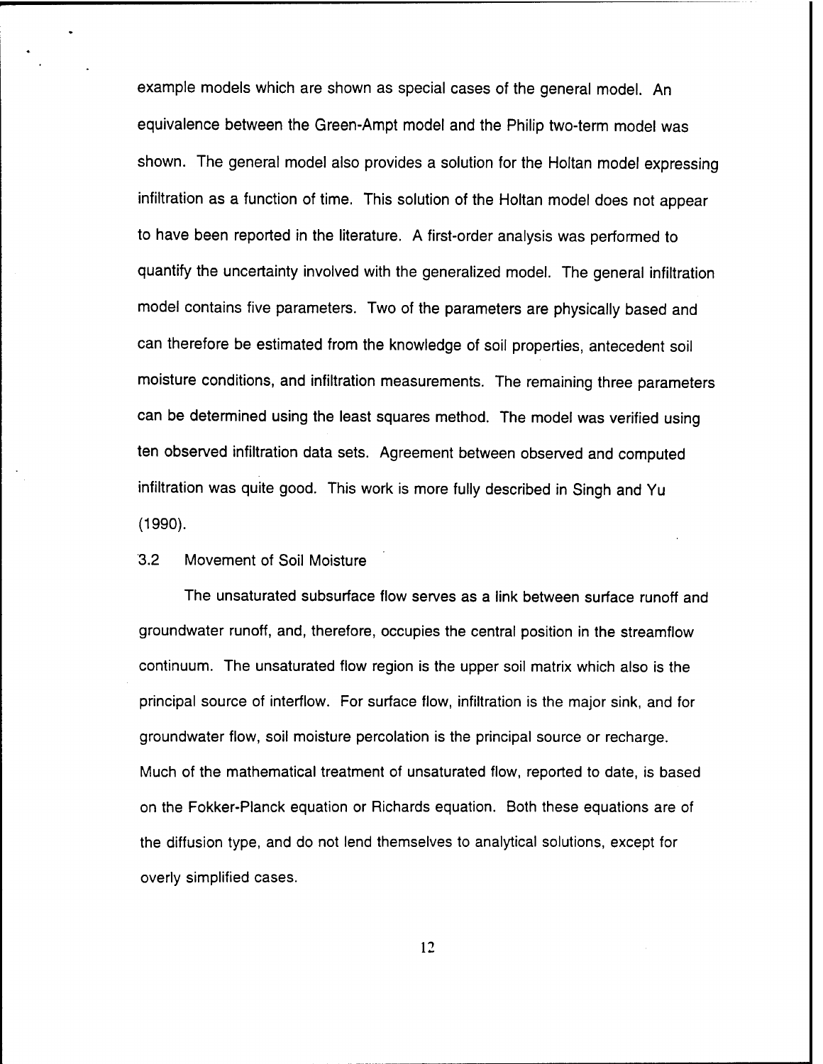example models which are shown as special cases of the general model. An equivalence between the Green-Ampt model and the Philip two-term model was shown. The general model also provides a solution for the Holtan model expressing infiltration as a function of time. This solution of the Holtan model does not appear to have been reported in the literature. A first-order analysis was performed to quantify the uncertainty involved with the generalized model. The general infiltration model contains five parameters. Two of the parameters are physically based and can therefore be estimated from the knowledge of soil properties, antecedent soil moisture conditions, and infiltration measurements. The remaining three parameters can be determined using the least squares method. The model was verified using ten observed infiltration data sets. Agreement between observed and computed infiltration was quite good. This work is more fully described in Singh and Yu (1990).

## 3.2 Movement of Soil Moisture

The unsaturated subsurface flow serves as a link between surface runoff and groundwater runoff, and, therefore, occupies the central position in the streamflow continuum. The unsaturated flow region is the upper soil matrix which also is the principal source of interflow. For surface flow, infiltration is the major sink, and for groundwater flow, soil moisture percolation is the principal source or recharge. Much of the mathematical treatment of unsaturated flow, reported to date, is based on the Fokker-Planck equation or Richards equation. Both these equations are of the diffusion type, and do not lend themselves to analytical solutions, except for overly simplified cases.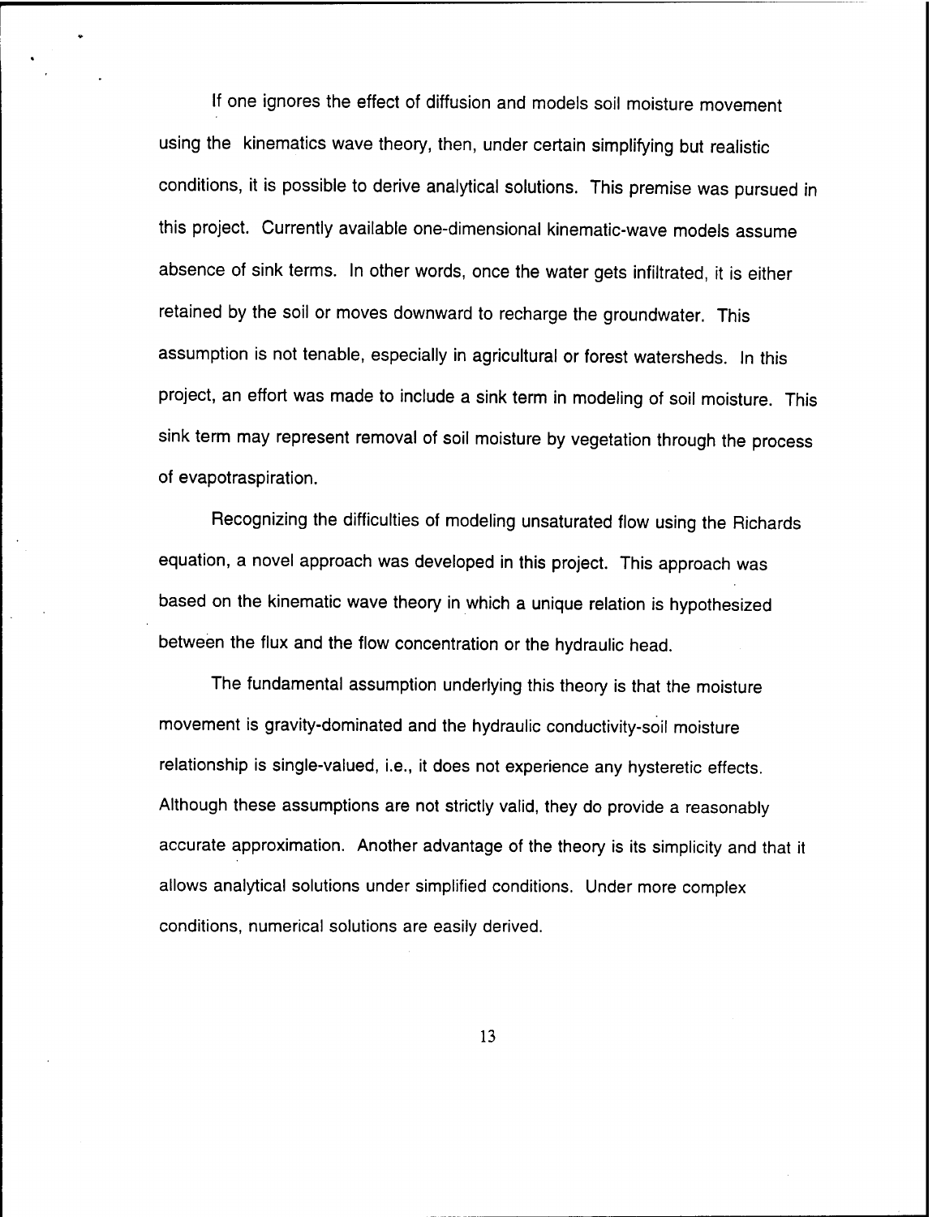If one ignores the effect of diffusion and models soil moisture movement using the kinematics wave theory, then, under certain simplifying but realistic conditions, it is possible to derive analytical solutions. This premise was pursued in this project. Currently available one-dimensional kinematic-wave models assume absence of sink terms. In other words, once the water gets infiltrated, it is either retained by the soil or moves downward to recharge the groundwater. This assumption is not tenable, especially in agricultural or forest watersheds. In this project, an effort was made to include a sink term in modeling of soil moisture. This sink term may represent removal of soil moisture by vegetation through the process of evapotraspiration.

Recognizing the difficulties of modeling unsaturated flow using the Richards equation, a novel approach was developed in this project. This approach was based on the kinematic wave theory in which a unique relation is hypothesized between the flux and the flow concentration or the hydraulic head.

The fundamental assumption underlying this theory is that the moisture movement is gravity-dominated and the hydraulic conductivity-soil moisture relationship is single-valued, i.e., it does not experience any hysteretic effects. Although these assumptions are not strictly valid, they do provide a reasonably accurate approximation. Another advantage of the theory is its simplicity and that it allows analytical solutions under simplified conditions. Under more complex conditions, numerical solutions are easily derived.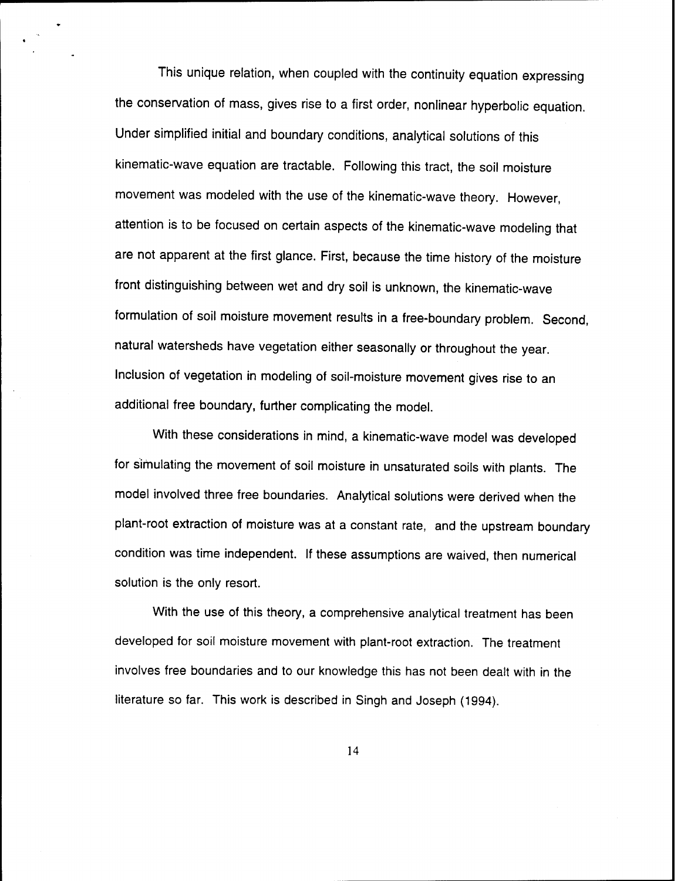This unique relation, when coupled with the continuity equation expressing the conservation of mass, gives rise to a first order, nonlinear hyperbolic equation. Under simplified initial and boundary conditions, analytical solutions of this kinematic-wave equation are tractable. Following this tract, the soil moisture movement was modeled with the use of the kinematic-wave theory. However, attention is to be focused on certain aspects of the kinematic-wave modeling that are not apparent at the first glance. First, because the time history of the moisture front distinguishing between wet and dry soil is unknown, the kinematic-wave formulation of soil moisture movement results in a free-boundary problem. Second, natural watersheds have vegetation either seasonally or throughout the year. Inclusion of vegetation in modeling of soil-moisture movement gives rise to an additional free boundary, further complicating the model.

With these considerations in mind, a kinematic-wave model was developed for simulating the movement of soil moisture in unsaturated soils with plants. The model involved three free boundaries. Analytical solutions were derived when the plant-root extraction of moisture was at a constant rate, and the upstream boundary condition was time independent. If these assumptions are waived, then numerical solution is the only resort.

With the use of this theory, a comprehensive analytical treatment has been developed for soil moisture movement with plant-root extraction. The treatment involves free boundaries and to our knowledge this has not been dealt with in the literature so far. This work is described in Singh and Joseph (1994).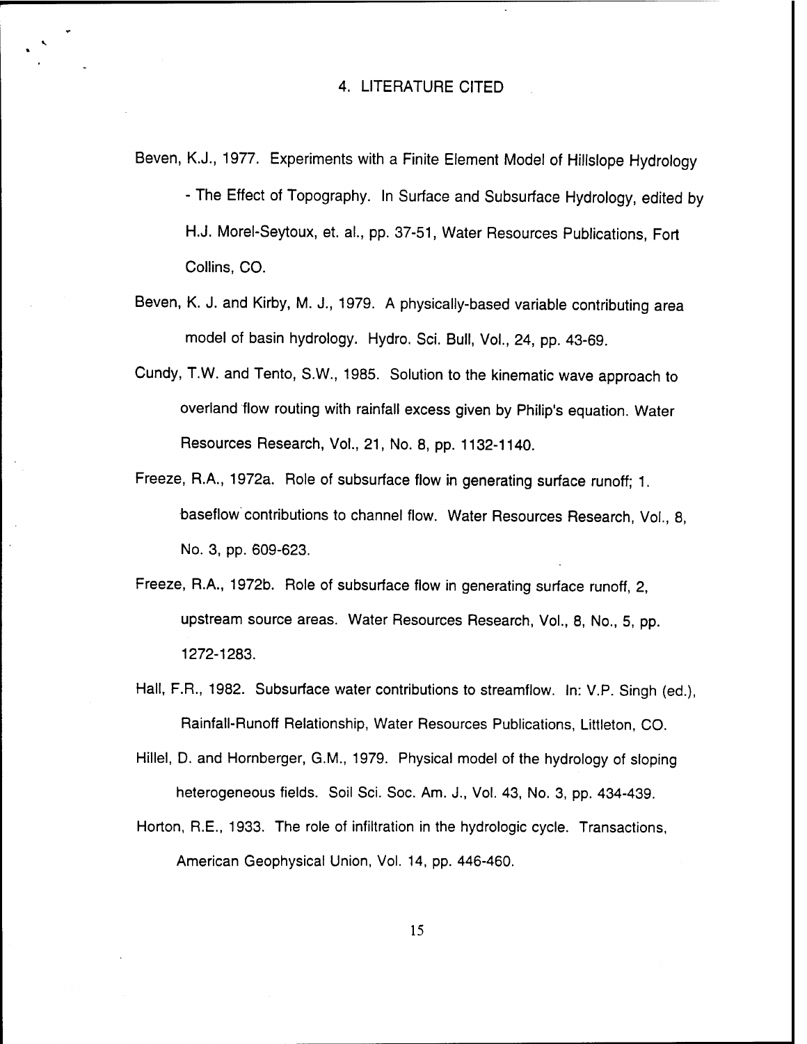## 4. LITERATURE CITED

Beven, K.J., 1977. Experiments with a Finite Element Model of Hillslope Hydrology - The Effect of Topography. In Surface and Subsurface Hydrology, edited by H.J. Morel-Seytoux, et. al., pp. 37-51, Water Resources Publications, Fort Collins, CO.

Beven, K. J. and Kirby, M. J., 1979. A physically-based variable contributing area model of basin hydrology. Hydro. Sci. Bull, Vol., 24, pp. 43-69.

Cundy, T.W. and Tento, S.W., 1985. Solution to the kinematic wave approach to overland flow routing with rainfall excess given by Philip's equation. Water Resources Research, Vol., 21, No. 8, pp. 1132-1140.

Freeze, R.A., 1972a. Role of subsurface flow in generating surface runoff; 1. baseflow contributions to channel flow. Water Resources Research, Vol., 8, No. 3, pp. 609-623.

Freeze, R.A., 1972b. Role of subsurface flow in generating surface runoff, 2, upstream source areas. Water Resources Research, Vol., 8, No., 5, pp. 1272-1283.

Hall, F.R., 1982. Subsurface water contributions to streamflow. In: V.P. Singh (ed.), Rainfall-Runoff Relationship, Water Resources Publications, Littleton, CO.

Hillel, D. and Hornberger, G.M., 1979. Physical model of the hydrology of sloping heterogeneous fields. Soil Sci. Soc. Am. J., Vol. 43, No. 3, pp. 434-439.

Horton, R.E., 1933. The role of infiltration in the hydrologic cycle. Transactions, American Geophysical Union, Vol. 14, pp. 446-460.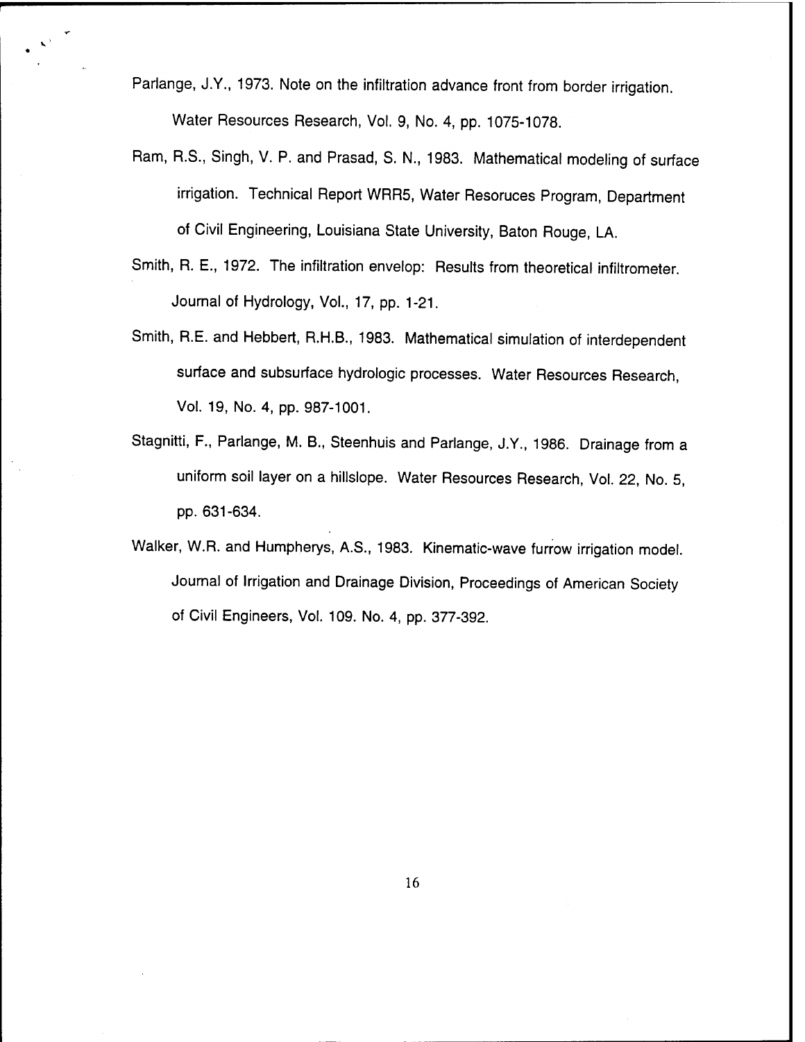Parlange, J.Y., 1973. Note on the infiltration advance front from border irrigation. Water Resources Research, Vol. 9, No. 4, pp. 1075-1078.

Ram, R.S., Singh, V. P. and Prasad, S. N., 1983. Mathematical modeling of surface irrigation. Technical Report WRR5, Water Resoruces Program, Department of Civil Engineering, Louisiana State University, Baton Rouge, LA.

Smith, R. E., 1972. The infiltration envelop: Results from theoretical infiltrometer. Journal of Hydrology, Vol., 17, pp. 1-21.

Smith, R.E. and Hebbert, R.H.B., 1983. Mathematical simulation of interdependent surface and subsurface hydrologic processes. Water Resources Research, Vol. 19, No. 4, pp. 987-1001.

Stagnitti, F., Parlange, M. B., Steenhuis and Parlange, J.Y., 1986. Drainage from a uniform soil layer on a hillslope. Water Resources Research, Vol. 22, No. 5, pp. 631-634.

Walker, W.R. and Humpherys, A.S., 1983. Kinematic-wave furrow irrigation model. Journal of Irrigation and Drainage Division, Proceedings of American Society of Civil Engineers, Vol. 109. No. 4, pp. 377-392.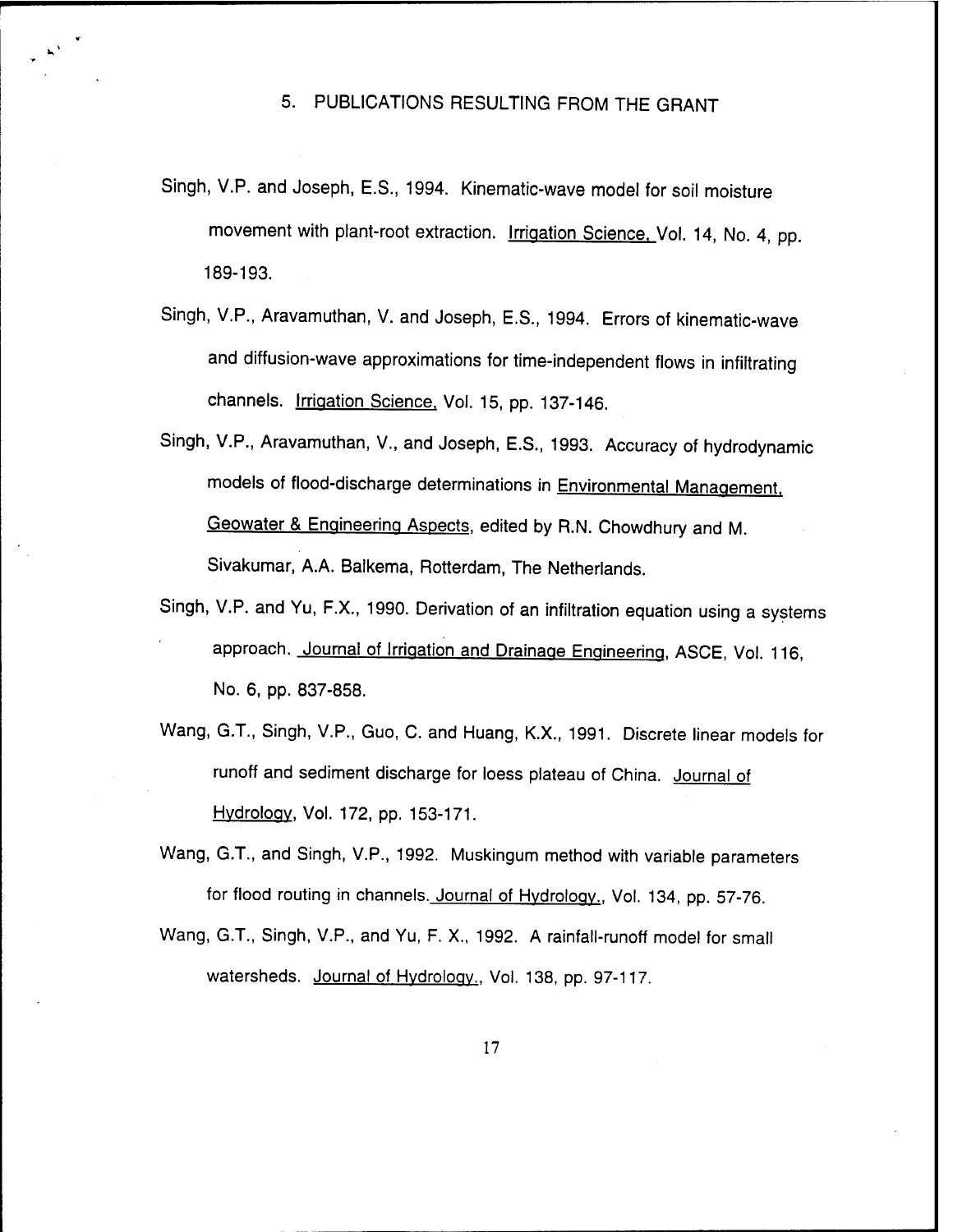## 5. PUBLICATIONS RESULTING FROM THE GRANT

Singh, V.P. and Joseph, E.S., 1994. Kinematic-wave model for soil moisture movement with plant-root extraction. Irrigation Science, Vol. 14, No. 4, pp. 189-193.

Singh, V.P., Aravamuthan, V. and Joseph, E.S., 1994. Errors of kinematic-wave and diffusion-wave approximations for time-independent flows in infiltrating channels. Irrigation Science, Vol. 15, pp. 137-146.

Singh, V.P., Aravamuthan, V., and Joseph, E.S., 1993. Accuracy of hydrodynamic models of flood-discharge determinations in Environmental Management, Geowater & Engineering Aspects, edited by R.N. Chowdhury and M. Sivakumar, A.A. Balkema, Rotterdam, The Netherlands.

Singh, V.P. and Yu, F.X., 1990. Derivation of an infiltration equation using a systems approach. Journal of Irrigation and Drainage Engineering, ASCE, Vol. 116, No. 6, pp. 837-858.

Wang, G.T., Singh, V.P., Guo, C. and Huang, K.X., 1991. Discrete linear models for runoff and sediment discharge for loess plateau of China. Journal of Hydrology, Vol. 172, pp. 153-171.

Wang, G.T., and Singh, V.P., 1992. Muskingum method with variable parameters for flood routing in channels. Journal of Hydrology., Vol. 134, pp. 57-76.

Wang, G.T., Singh, V.P., and Yu, F. X., 1992. A rainfall-runoff model for small watersheds. Journal of Hydrology., Vol. 138, pp. 97-117.